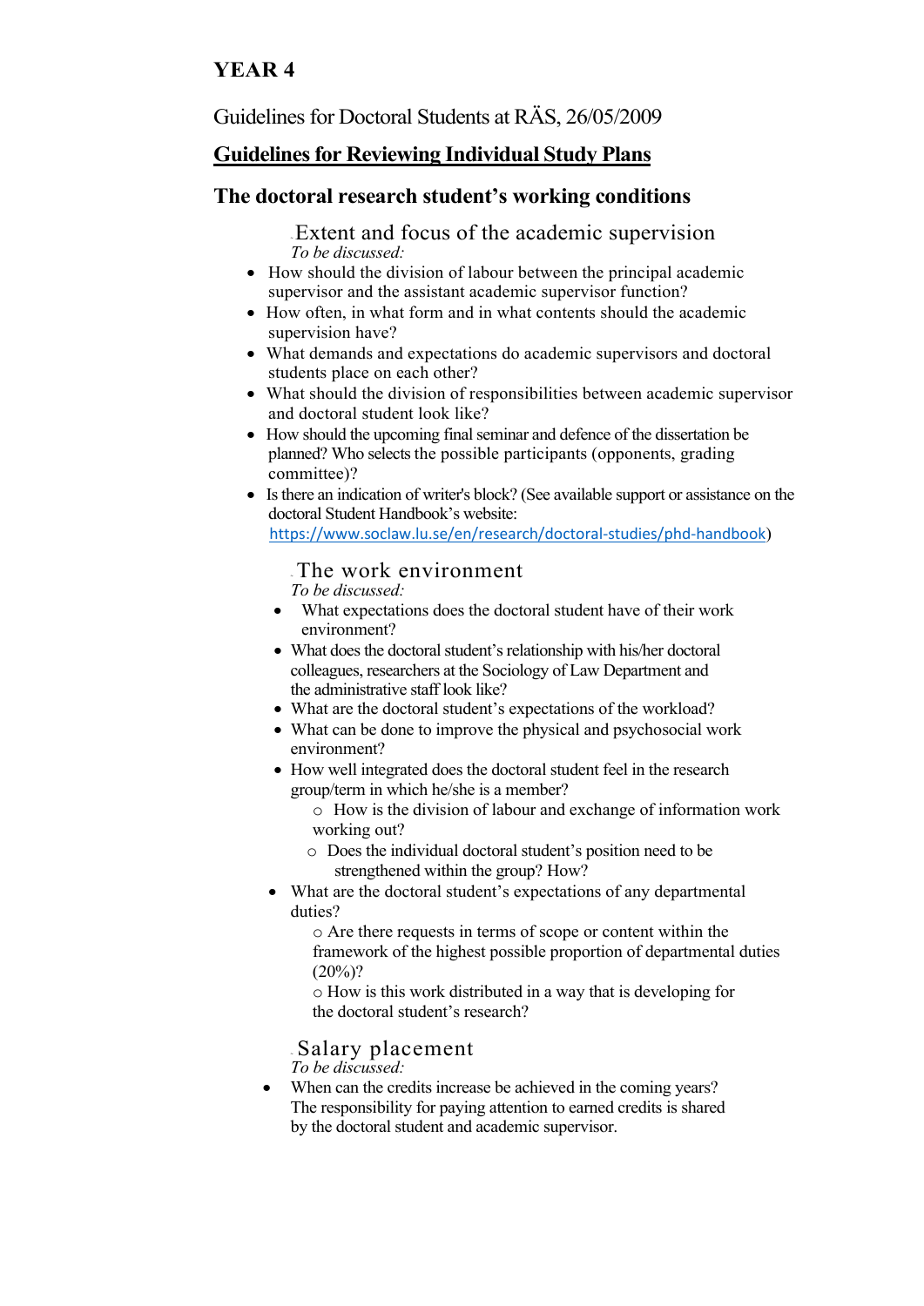# YEAR 4

Guidelines for Doctoral Students at RÄS, 26/05/2009

## <u>Guidelines for Reviewing Individual Study Plans</u>

## The doctoral research student's working conditions

### Extent and focus of the academic supervision

*To be discussed:*

- How should the division of labour between the principal academic supervisor and the assistant academic supervisor function?
- How often, in what form and in what contents should the academic supervision have?
- What demands and expectations do academic supervisors and doctoral students place on each other?
- What should the division of responsibilities between academic supervisor and doctoral student look like?
- How should the upcoming final seminar and defence of the dissertation be planned? Who selects the possible participants (opponents, grading committee)?
- Is there an indication of writer's block? (See available support or assistance on the doctoral Student Handbook's website: https://www.soclaw.lu.se/en/research/doctoral-studies/phd-handbook)

### The work environment

*To be discussed:*

- What expectations does the doctoral student have of their work environment?
- What does the doctoral student's relationship with his/her doctoral colleagues, researchers at the Sociology of Law Department and the administrative staff look like?
- What are the doctoral student's expectations of the workload?
- What can be done to improve the physical and psychosocial work environment?
- How well integrated does the doctoral student feel in the research group/term in which he/she is a member?
  - How is the division of labour and exchange of information work working out?
  - Does the individual doctoral student's position need to be strengthened within the group? How?
- What are the doctoral student's expectations of any departmental duties?
  - Are there requests in terms of scope or content within the framework of the highest possible proportion of departmental duties (20%)?
  - How is this work distributed in a way that is developing for the doctoral student's research?

### Salary placement

*To be discussed:*

- When can the credits increase be achieved in the coming years? The responsibility for paying attention to earned credits is shared by the doctoral student and academic supervisor.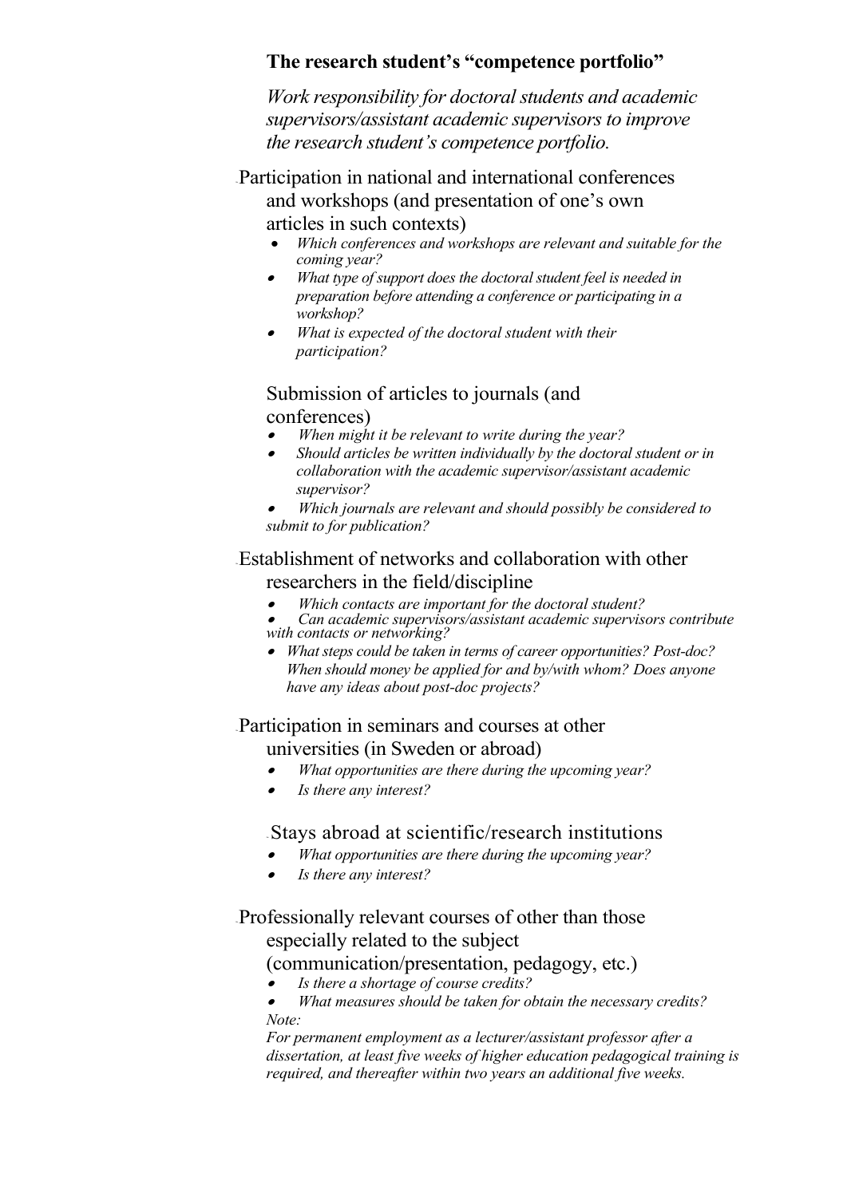**The research student's "competence portfolio"**

*Work responsibility for doctoral students and academic supervisors/assistant academic supervisors to improve the research student's competence portfolio.*

Participation in national and international conferences and workshops (and presentation of one's own articles in such contexts)

- *Which conferences and workshops are relevant and suitable for the coming year?*
- *What type of support does the doctoral student feel is needed in preparation before attending a conference or participating in a workshop?*
- *What is expected of the doctoral student with their participation?*

Submission of articles to journals (and conferences)

- *When might it be relevant to write during the year?*
- *Should articles be written individually by the doctoral student or in collaboration with the academic supervisor/assistant academic supervisor?*
- *Which journals are relevant and should possibly be considered to submit to for publication?*

Establishment of networks and collaboration with other researchers in the field/discipline

- *Which contacts are important for the doctoral student?*
- *Can academic supervisors/assistant academic supervisors contribute with contacts or networking?*
- *What steps could be taken in terms of career opportunities? Post-doc? When should money be applied for and by/with whom? Does anyone have any ideas about post-doc projects?*

Participation in seminars and courses at other universities (in Sweden or abroad)

- *What opportunities are there during the upcoming year?*
- *Is there any interest?*

Stays abroad at scientific/research institutions

- *What opportunities are there during the upcoming year?*
- *Is there any interest?*

Professionally relevant courses of other than those especially related to the subject (communication/presentation, pedagogy, etc.)

- *Is there a shortage of course credits?*
- *What measures should be taken for obtain the necessary credits?*

*Note:*

*For permanent employment as a lecturer/assistant professor after a dissertation, at least five weeks of higher education pedagogical training is required, and thereafter within two years an additional five weeks.*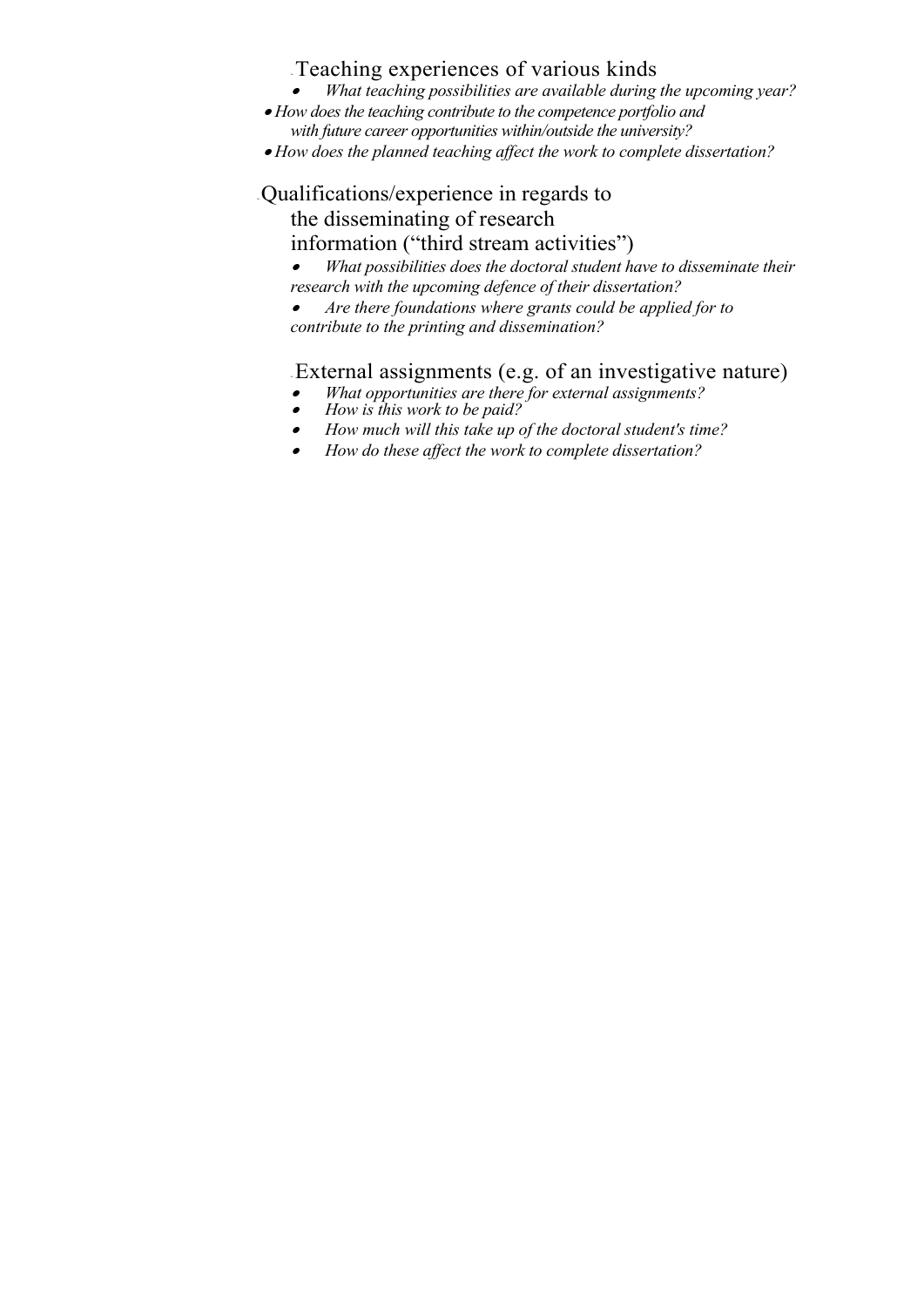- Teaching experiences of various kinds
  - *What teaching possibilities are available during the upcoming year?*
  - *How does the teaching contribute to the competence portfolio and with future career opportunities within/outside the university?*
  - *How does the planned teaching affect the work to complete dissertation?*

- Qualifications/experience in regards to the disseminating of research information ("third stream activities")
  - *What possibilities does the doctoral student have to disseminate their research with the upcoming defence of their dissertation?*
  - *Are there foundations where grants could be applied for to contribute to the printing and dissemination?*

- External assignments (e.g. of an investigative nature)
  - *What opportunities are there for external assignments?*
  - *How is this work to be paid?*
  - *How much will this take up of the doctoral student's time?*
  - *How do these affect the work to complete dissertation?*